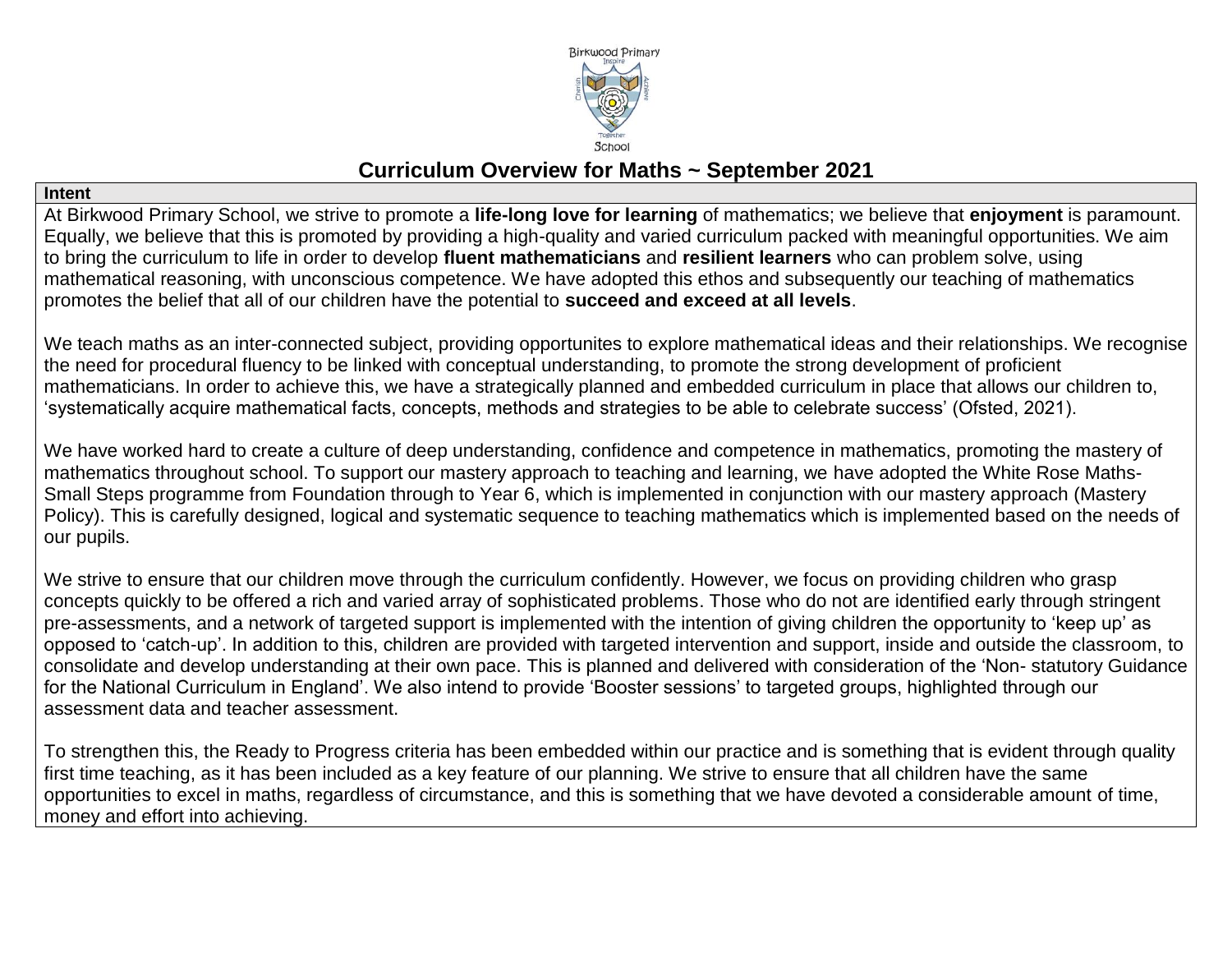# Curriculum Overview for Maths ~ September 2021

## Intent

At Birkwood Primary School, we strive to promote a **life-long love for learning** of mathematics; we believe that **enjoyment** is paramount. Equally, we believe that this is promoted by providing a high-quality and varied curriculum packed with meaningful opportunities. We aim to bring the curriculum to life in order to develop **fluent mathematicians** and **resilient learners** who can problem solve, using mathematical reasoning, with unconscious competence. We have adopted this ethos and subsequently our teaching of mathematics promotes the belief that all of our children have the potential to **succeed and exceed at all levels**.

We teach maths as an inter-connected subject, providing opportunites to explore mathematical ideas and their relationships. We recognise the need for procedural fluency to be linked with conceptual understanding, to promote the strong development of proficient mathematicians. In order to achieve this, we have a strategically planned and embedded curriculum in place that allows our children to, 'systematically acquire mathematical facts, concepts, methods and strategies to be able to celebrate success' (Ofsted, 2021).

We have worked hard to create a culture of deep understanding, confidence and competence in mathematics, promoting the mastery of mathematics throughout school. To support our mastery approach to teaching and learning, we have adopted the White Rose Maths-Small Steps programme from Foundation through to Year 6, which is implemented in conjunction with our mastery approach (Mastery Policy). This is carefully designed, logical and systematic sequence to teaching mathematics which is implemented based on the needs of our pupils.

We strive to ensure that our children move through the curriculum confidently. However, we focus on providing children who grasp concepts quickly to be offered a rich and varied array of sophisticated problems. Those who do not are identified early through stringent pre-assessments, and a network of targeted support is implemented with the intention of giving children the opportunity to 'keep up' as opposed to 'catch-up'. In addition to this, children are provided with targeted intervention and support, inside and outside the classroom, to consolidate and develop understanding at their own pace. This is planned and delivered with consideration of the 'Non- statutory Guidance for the National Curriculum in England'. We also intend to provide 'Booster sessions' to targeted groups, highlighted through our assessment data and teacher assessment.

To strengthen this, the Ready to Progress criteria has been embedded within our practice and is something that is evident through quality first time teaching, as it has been included as a key feature of our planning. We strive to ensure that all children have the same opportunities to excel in maths, regardless of circumstance, and this is something that we have devoted a considerable amount of time, money and effort into achieving.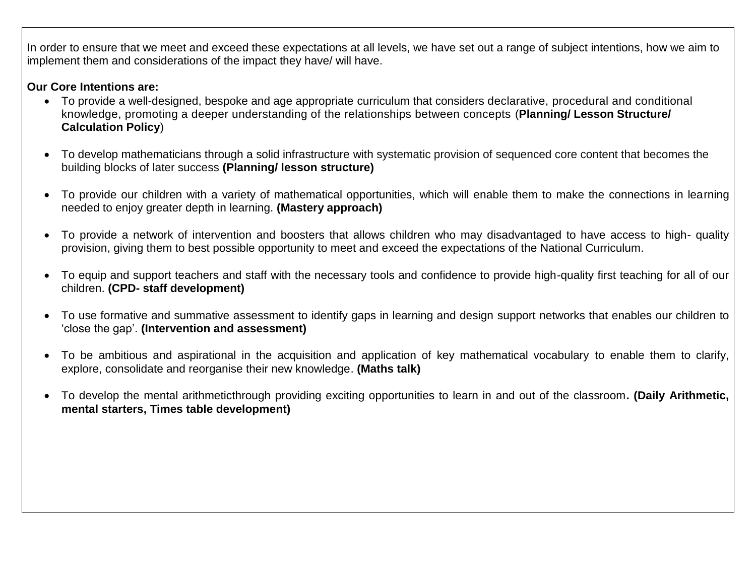In order to ensure that we meet and exceed these expectations at all levels, we have set out a range of subject intentions, how we aim to implement them and considerations of the impact they have/ will have.

**Our Core Intentions are:**

- To provide a well-designed, bespoke and age appropriate curriculum that considers declarative, procedural and conditional knowledge, promoting a deeper understanding of the relationships between concepts (**Planning/ Lesson Structure/ Calculation Policy**)
- To develop mathematicians through a solid infrastructure with systematic provision of sequenced core content that becomes the building blocks of later success **(Planning/ lesson structure)**
- To provide our children with a variety of mathematical opportunities, which will enable them to make the connections in learning needed to enjoy greater depth in learning. **(Mastery approach)**
- To provide a network of intervention and boosters that allows children who may disadvantaged to have access to high- quality provision, giving them to best possible opportunity to meet and exceed the expectations of the National Curriculum.
- To equip and support teachers and staff with the necessary tools and confidence to provide high-quality first teaching for all of our children. **(CPD- staff development)**
- To use formative and summative assessment to identify gaps in learning and design support networks that enables our children to 'close the gap'. **(Intervention and assessment)**
- To be ambitious and aspirational in the acquisition and application of key mathematical vocabulary to enable them to clarify, explore, consolidate and reorganise their new knowledge. **(Maths talk)**
- To develop the mental arithmeticthrough providing exciting opportunities to learn in and out of the classroom**. (Daily Arithmetic, mental starters, Times table development)**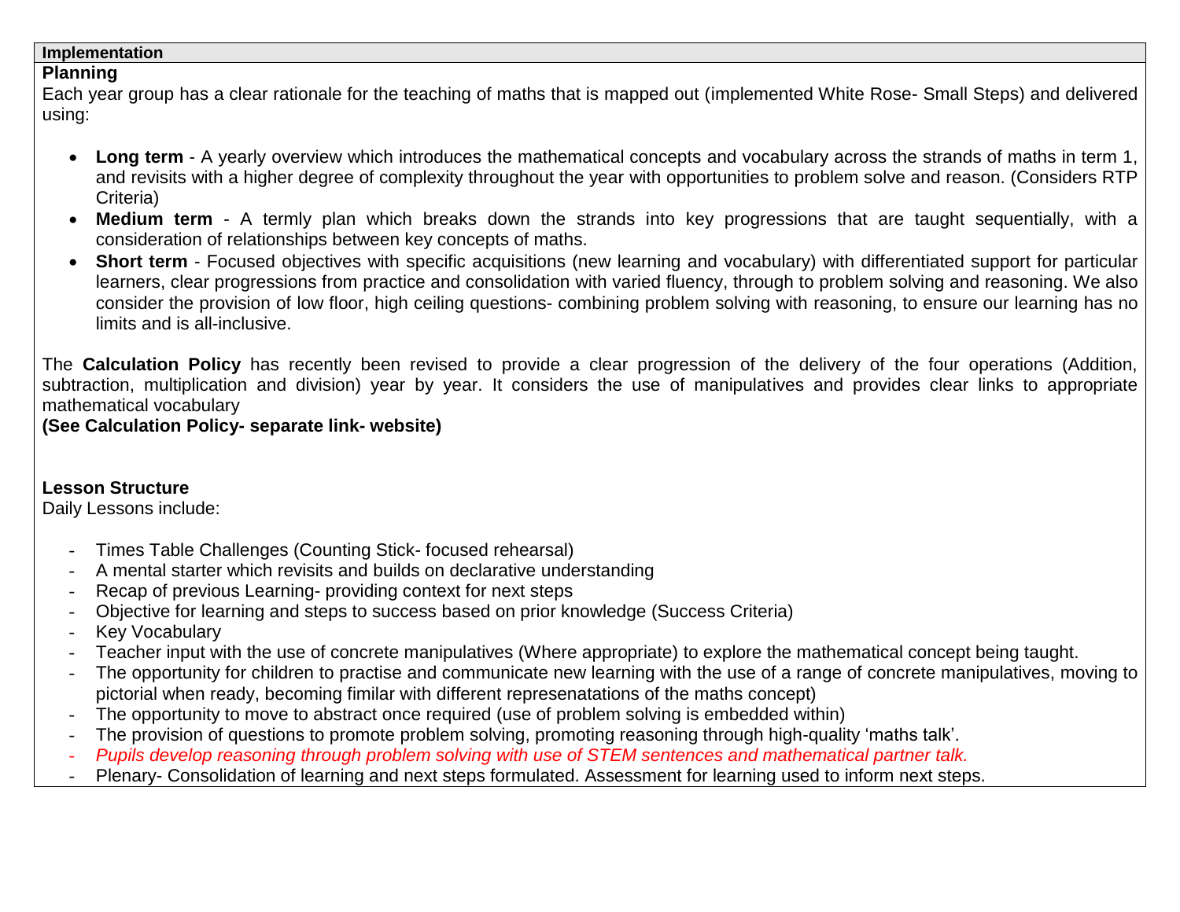## Implementation

### Planning

Each year group has a clear rationale for the teaching of maths that is mapped out (implemented White Rose- Small Steps) and delivered using:

- **Long term** - A yearly overview which introduces the mathematical concepts and vocabulary across the strands of maths in term 1, and revisits with a higher degree of complexity throughout the year with opportunities to problem solve and reason. (Considers RTP Criteria)
- **Medium term** - A termly plan which breaks down the strands into key progressions that are taught sequentially, with a consideration of relationships between key concepts of maths.
- **Short term** - Focused objectives with specific acquisitions (new learning and vocabulary) with differentiated support for particular learners, clear progressions from practice and consolidation with varied fluency, through to problem solving and reasoning. We also consider the provision of low floor, high ceiling questions- combining problem solving with reasoning, to ensure our learning has no limits and is all-inclusive.

The **Calculation Policy** has recently been revised to provide a clear progression of the delivery of the four operations (Addition, subtraction, multiplication and division) year by year. It considers the use of manipulatives and provides clear links to appropriate mathematical vocabulary

**(See Calculation Policy- separate link- website)**

### Lesson Structure

Daily Lessons include:

- Times Table Challenges (Counting Stick- focused rehearsal)
- A mental starter which revisits and builds on declarative understanding
- Recap of previous Learning- providing context for next steps
- Objective for learning and steps to success based on prior knowledge (Success Criteria)
- Key Vocabulary
- Teacher input with the use of concrete manipulatives (Where appropriate) to explore the mathematical concept being taught.
- The opportunity for children to practise and communicate new learning with the use of a range of concrete manipulatives, moving to pictorial when ready, becoming fimilar with different represenatations of the maths concept)
- The opportunity to move to abstract once required (use of problem solving is embedded within)
- The provision of questions to promote problem solving, promoting reasoning through high-quality 'maths talk'.
- *Pupils develop reasoning through problem solving with use of STEM sentences and mathematical partner talk.*
- Plenary- Consolidation of learning and next steps formulated. Assessment for learning used to inform next steps.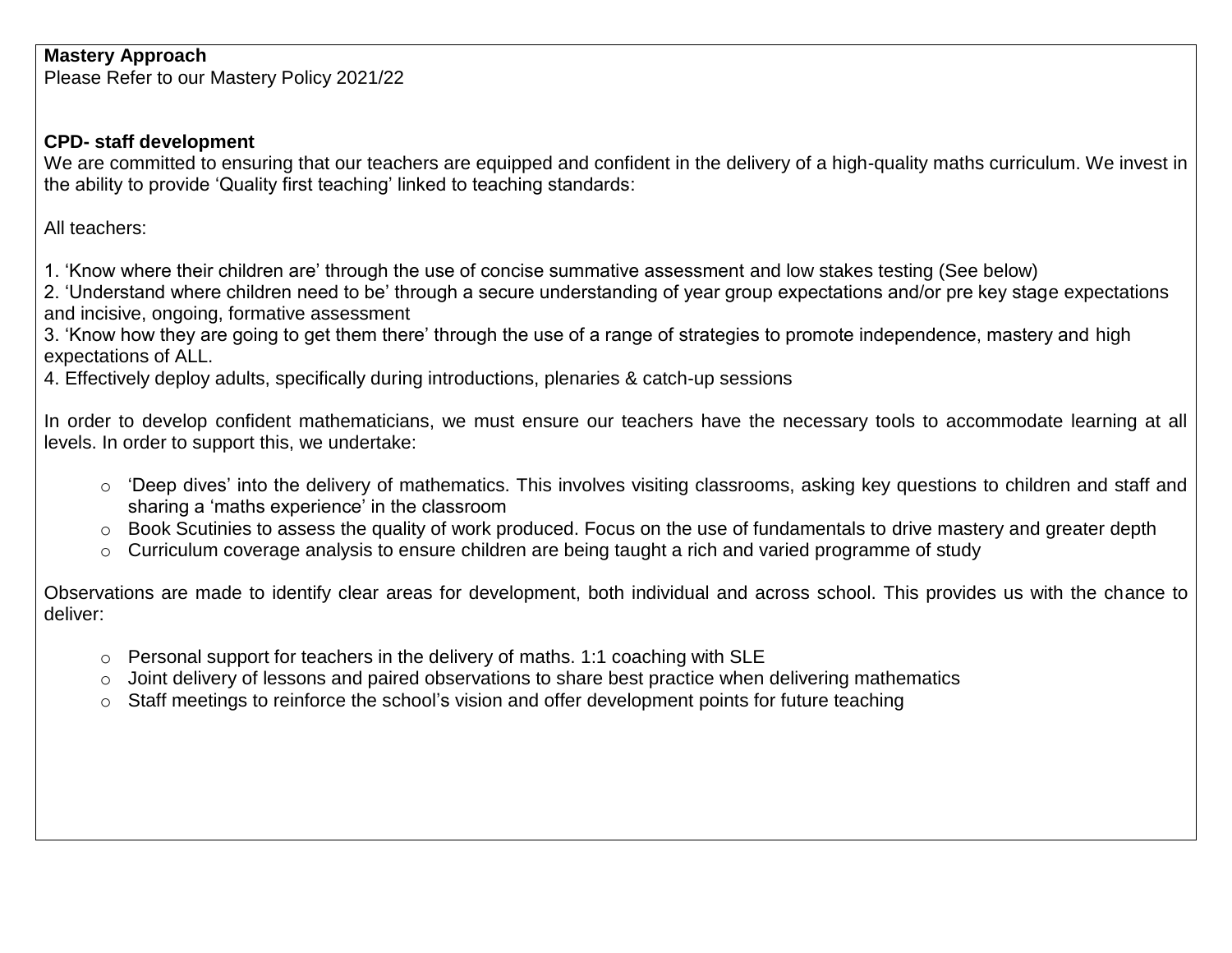**Mastery Approach**

Please Refer to our Mastery Policy 2021/22

**CPD- staff development**

We are committed to ensuring that our teachers are equipped and confident in the delivery of a high-quality maths curriculum. We invest in the ability to provide 'Quality first teaching' linked to teaching standards:

All teachers:

1. 'Know where their children are' through the use of concise summative assessment and low stakes testing (See below)
2. 'Understand where children need to be' through a secure understanding of year group expectations and/or pre key stage expectations and incisive, ongoing, formative assessment
3. 'Know how they are going to get them there' through the use of a range of strategies to promote independence, mastery and high expectations of ALL.
4. Effectively deploy adults, specifically during introductions, plenaries & catch-up sessions

In order to develop confident mathematicians, we must ensure our teachers have the necessary tools to accommodate learning at all levels. In order to support this, we undertake:

- 'Deep dives' into the delivery of mathematics. This involves visiting classrooms, asking key questions to children and staff and sharing a 'maths experience' in the classroom
- Book Scutinies to assess the quality of work produced. Focus on the use of fundamentals to drive mastery and greater depth
- Curriculum coverage analysis to ensure children are being taught a rich and varied programme of study

Observations are made to identify clear areas for development, both individual and across school. This provides us with the chance to deliver:

- Personal support for teachers in the delivery of maths. 1:1 coaching with SLE
- Joint delivery of lessons and paired observations to share best practice when delivering mathematics
- Staff meetings to reinforce the school's vision and offer development points for future teaching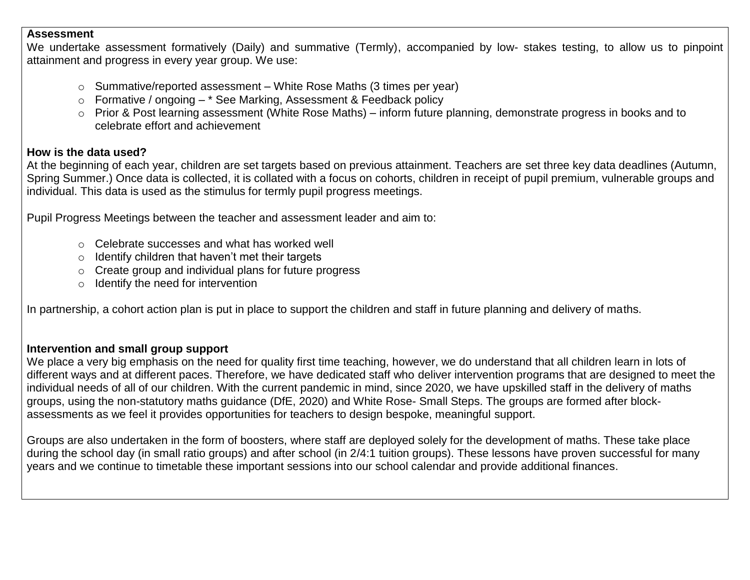**Assessment**

We undertake assessment formatively (Daily) and summative (Termly), accompanied by low- stakes testing, to allow us to pinpoint attainment and progress in every year group. We use:

- Summative/reported assessment – White Rose Maths (3 times per year)
- Formative / ongoing – * See Marking, Assessment & Feedback policy
- Prior & Post learning assessment (White Rose Maths) – inform future planning, demonstrate progress in books and to celebrate effort and achievement

**How is the data used?**

At the beginning of each year, children are set targets based on previous attainment. Teachers are set three key data deadlines (Autumn, Spring Summer.) Once data is collected, it is collated with a focus on cohorts, children in receipt of pupil premium, vulnerable groups and individual. This data is used as the stimulus for termly pupil progress meetings.

Pupil Progress Meetings between the teacher and assessment leader and aim to:

- Celebrate successes and what has worked well
- Identify children that haven't met their targets
- Create group and individual plans for future progress
- Identify the need for intervention

In partnership, a cohort action plan is put in place to support the children and staff in future planning and delivery of maths.

**Intervention and small group support**

We place a very big emphasis on the need for quality first time teaching, however, we do understand that all children learn in lots of different ways and at different paces. Therefore, we have dedicated staff who deliver intervention programs that are designed to meet the individual needs of all of our children. With the current pandemic in mind, since 2020, we have upskilled staff in the delivery of maths groups, using the non-statutory maths guidance (DfE, 2020) and White Rose- Small Steps. The groups are formed after block-assessments as we feel it provides opportunities for teachers to design bespoke, meaningful support.

Groups are also undertaken in the form of boosters, where staff are deployed solely for the development of maths. These take place during the school day (in small ratio groups) and after school (in 2/4:1 tuition groups). These lessons have proven successful for many years and we continue to timetable these important sessions into our school calendar and provide additional finances.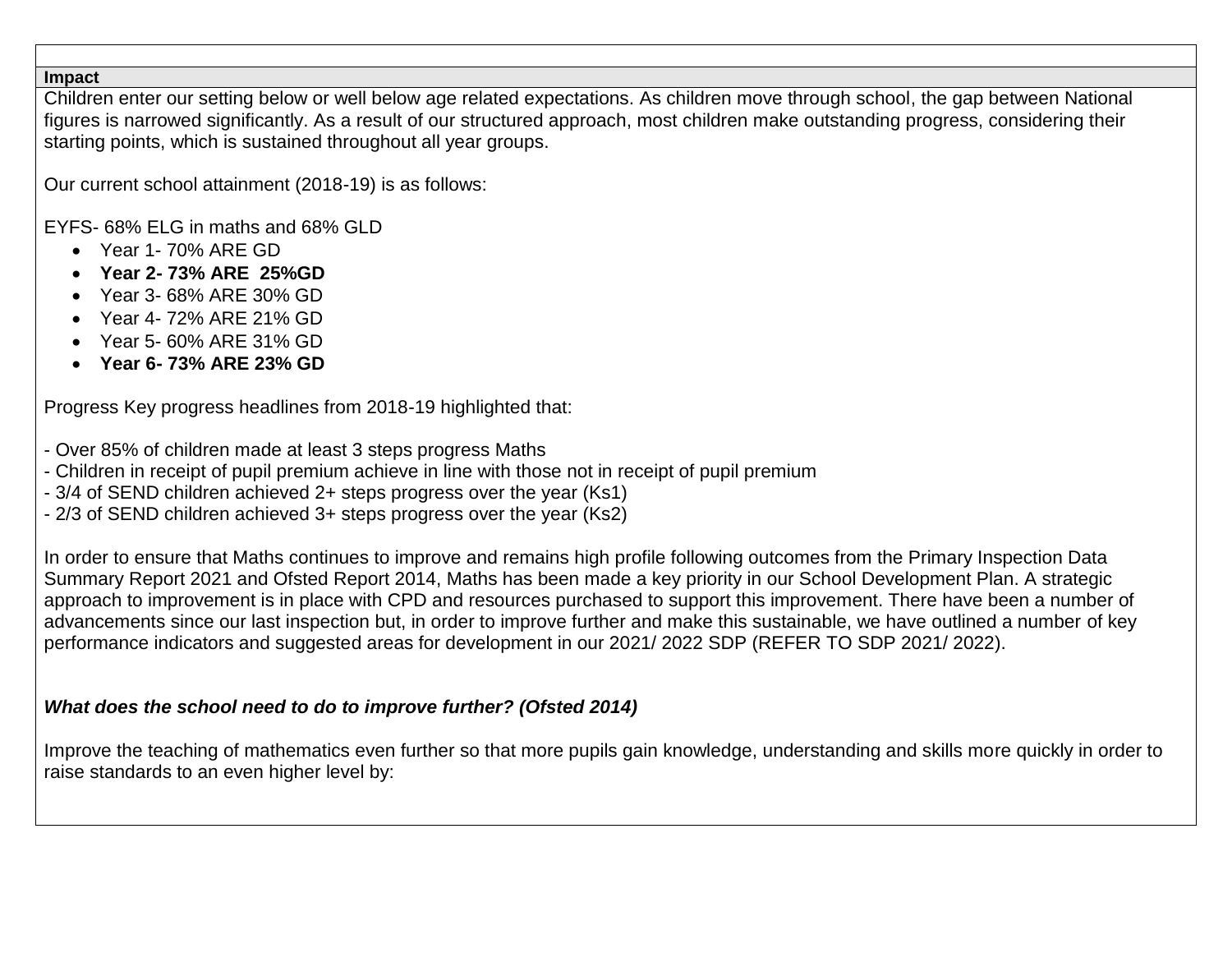**Impact**

Children enter our setting below or well below age related expectations. As children move through school, the gap between National figures is narrowed significantly. As a result of our structured approach, most children make outstanding progress, considering their starting points, which is sustained throughout all year groups.

Our current school attainment (2018-19) is as follows:

EYFS- 68% ELG in maths and 68% GLD

- Year 1- 70% ARE GD
- **Year 2- 73% ARE 25%GD**
- Year 3- 68% ARE 30% GD
- Year 4- 72% ARE 21% GD
- Year 5- 60% ARE 31% GD
- **Year 6- 73% ARE 23% GD**

Progress Key progress headlines from 2018-19 highlighted that:

- Over 85% of children made at least 3 steps progress Maths
- Children in receipt of pupil premium achieve in line with those not in receipt of pupil premium
- 3/4 of SEND children achieved 2+ steps progress over the year (Ks1)
- 2/3 of SEND children achieved 3+ steps progress over the year (Ks2)

In order to ensure that Maths continues to improve and remains high profile following outcomes from the Primary Inspection Data Summary Report 2021 and Ofsted Report 2014, Maths has been made a key priority in our School Development Plan. A strategic approach to improvement is in place with CPD and resources purchased to support this improvement. There have been a number of advancements since our last inspection but, in order to improve further and make this sustainable, we have outlined a number of key performance indicators and suggested areas for development in our 2021/ 2022 SDP (REFER TO SDP 2021/ 2022).

***What does the school need to do to improve further? (Ofsted 2014)***

Improve the teaching of mathematics even further so that more pupils gain knowledge, understanding and skills more quickly in order to raise standards to an even higher level by: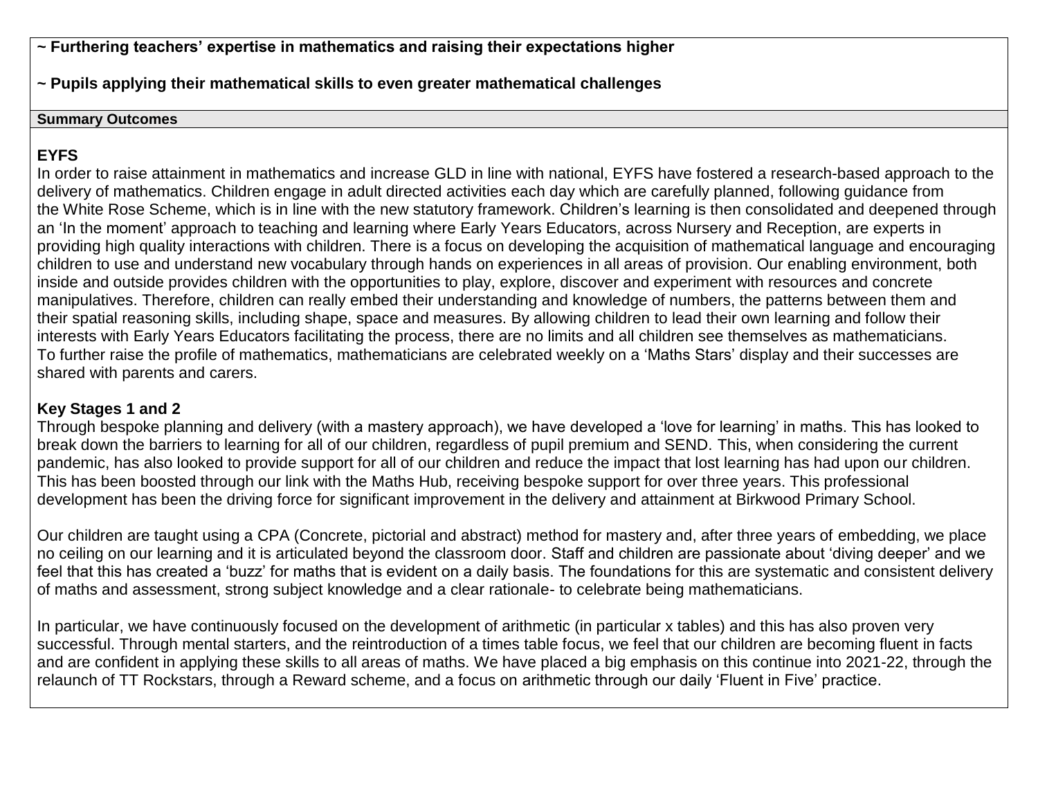**~ Furthering teachers' expertise in mathematics and raising their expectations higher**

**~ Pupils applying their mathematical skills to even greater mathematical challenges**

**Summary Outcomes**

**EYFS**

In order to raise attainment in mathematics and increase GLD in line with national, EYFS have fostered a research-based approach to the delivery of mathematics. Children engage in adult directed activities each day which are carefully planned, following guidance from the White Rose Scheme, which is in line with the new statutory framework. Children's learning is then consolidated and deepened through an 'In the moment' approach to teaching and learning where Early Years Educators, across Nursery and Reception, are experts in providing high quality interactions with children. There is a focus on developing the acquisition of mathematical language and encouraging children to use and understand new vocabulary through hands on experiences in all areas of provision. Our enabling environment, both inside and outside provides children with the opportunities to play, explore, discover and experiment with resources and concrete manipulatives. Therefore, children can really embed their understanding and knowledge of numbers, the patterns between them and their spatial reasoning skills, including shape, space and measures. By allowing children to lead their own learning and follow their interests with Early Years Educators facilitating the process, there are no limits and all children see themselves as mathematicians. To further raise the profile of mathematics, mathematicians are celebrated weekly on a 'Maths Stars' display and their successes are shared with parents and carers.

**Key Stages 1 and 2**

Through bespoke planning and delivery (with a mastery approach), we have developed a 'love for learning' in maths. This has looked to break down the barriers to learning for all of our children, regardless of pupil premium and SEND. This, when considering the current pandemic, has also looked to provide support for all of our children and reduce the impact that lost learning has had upon our children. This has been boosted through our link with the Maths Hub, receiving bespoke support for over three years. This professional development has been the driving force for significant improvement in the delivery and attainment at Birkwood Primary School.

Our children are taught using a CPA (Concrete, pictorial and abstract) method for mastery and, after three years of embedding, we place no ceiling on our learning and it is articulated beyond the classroom door. Staff and children are passionate about 'diving deeper' and we feel that this has created a 'buzz' for maths that is evident on a daily basis. The foundations for this are systematic and consistent delivery of maths and assessment, strong subject knowledge and a clear rationale- to celebrate being mathematicians.

In particular, we have continuously focused on the development of arithmetic (in particular x tables) and this has also proven very successful. Through mental starters, and the reintroduction of a times table focus, we feel that our children are becoming fluent in facts and are confident in applying these skills to all areas of maths. We have placed a big emphasis on this continue into 2021-22, through the relaunch of TT Rockstars, through a Reward scheme, and a focus on arithmetic through our daily 'Fluent in Five' practice.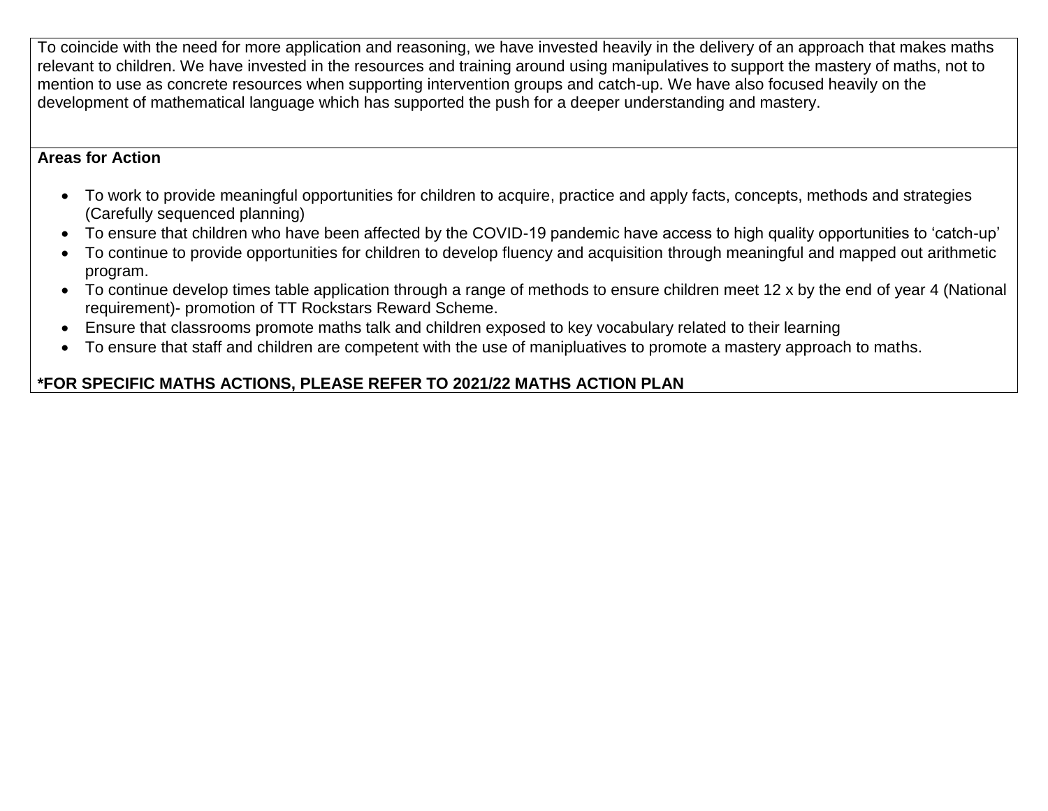To coincide with the need for more application and reasoning, we have invested heavily in the delivery of an approach that makes maths relevant to children. We have invested in the resources and training around using manipulatives to support the mastery of maths, not to mention to use as concrete resources when supporting intervention groups and catch-up. We have also focused heavily on the development of mathematical language which has supported the push for a deeper understanding and mastery.

**Areas for Action**

- To work to provide meaningful opportunities for children to acquire, practice and apply facts, concepts, methods and strategies (Carefully sequenced planning)
- To ensure that children who have been affected by the COVID-19 pandemic have access to high quality opportunities to 'catch-up'
- To continue to provide opportunities for children to develop fluency and acquisition through meaningful and mapped out arithmetic program.
- To continue develop times table application through a range of methods to ensure children meet 12 x by the end of year 4 (National requirement)- promotion of TT Rockstars Reward Scheme.
- Ensure that classrooms promote maths talk and children exposed to key vocabulary related to their learning
- To ensure that staff and children are competent with the use of manipluatives to promote a mastery approach to maths.

**\*FOR SPECIFIC MATHS ACTIONS, PLEASE REFER TO 2021/22 MATHS ACTION PLAN**